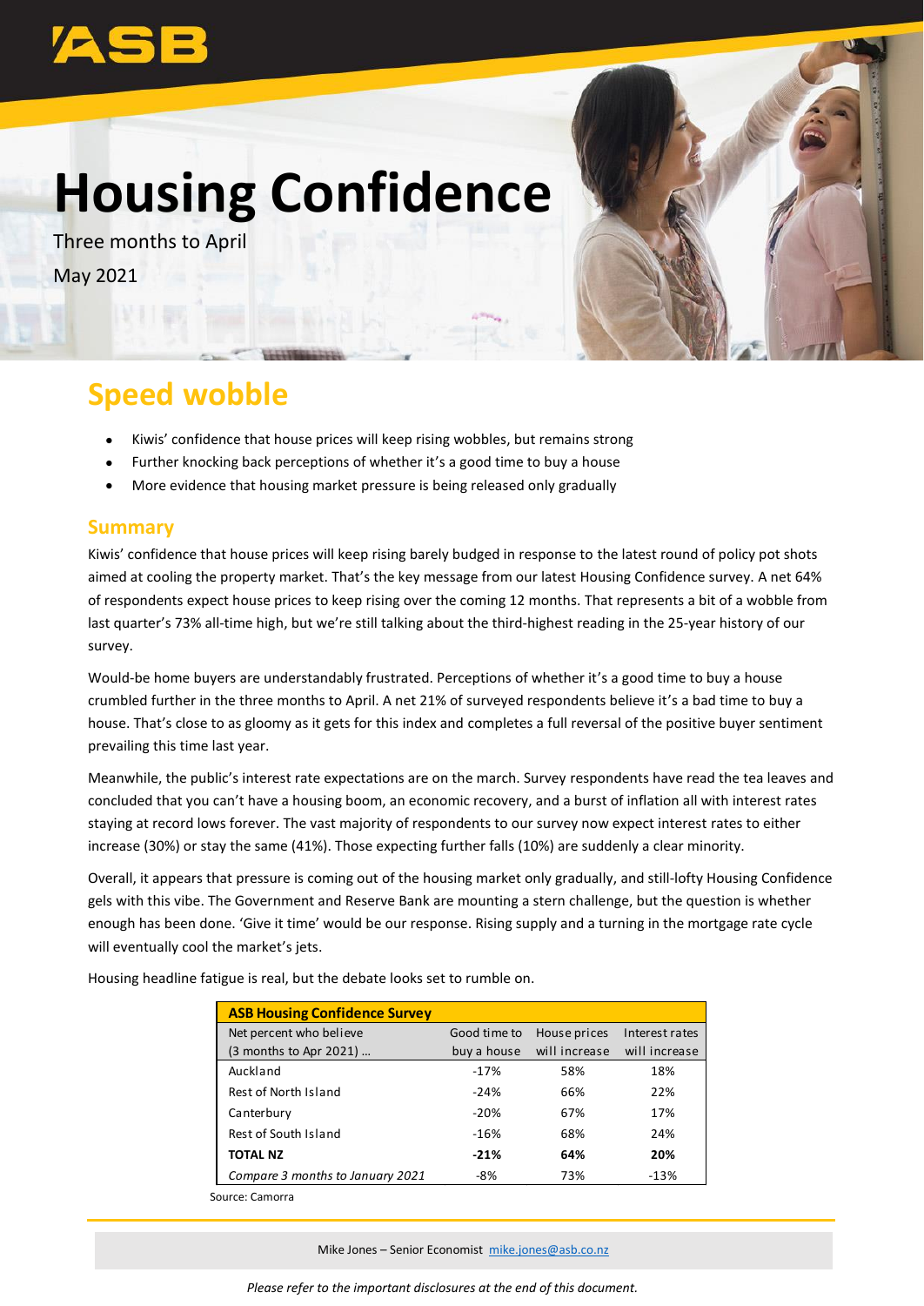# Housing Confidence

Three months to April

May 2021

## Speed wobble

- Kiwis' confidence that house prices will keep rising wobbles, but remains strong
- Further knocking back perceptions of whether it's a good time to buy a house
- More evidence that housing market pressure is being released only gradually

### Summary

Kiwis' confidence that house prices will keep rising barely budged in response to the latest round of policy pot shots aimed at cooling the property market. That's the key message from our latest Housing Confidence survey. A net 64% of respondents expect house prices to keep rising over the coming 12 months. That represents a bit of a wobble from last quarter's 73% all-time high, but we're still talking about the third-highest reading in the 25-year history of our survey.

Would-be home buyers are understandably frustrated. Perceptions of whether it's a good time to buy a house crumbled further in the three months to April. A net 21% of surveyed respondents believe it's a bad time to buy a house. That's close to as gloomy as it gets for this index and completes a full reversal of the positive buyer sentiment prevailing this time last year.

Meanwhile, the public's interest rate expectations are on the march. Survey respondents have read the tea leaves and concluded that you can't have a housing boom, an economic recovery, and a burst of inflation all with interest rates staying at record lows forever. The vast majority of respondents to our survey now expect interest rates to either increase (30%) or stay the same (41%). Those expecting further falls (10%) are suddenly a clear minority.

Overall, it appears that pressure is coming out of the housing market only gradually, and still-lofty Housing Confidence gels with this vibe. The Government and Reserve Bank are mounting a stern challenge, but the question is whether enough has been done. 'Give it time' would be our response. Rising supply and a turning in the mortgage rate cycle will eventually cool the market's jets.

Housing headline fatigue is real, but the debate looks set to rumble on.

| **ASB Housing Confidence Survey** | | | |
|---|---|---|---|
| Net percent who believe (3 months to Apr 2021) … | Good time to buy a house | House prices will increase | Interest rates will increase |
| Auckland | -17% | 58% | 18% |
| Rest of North Island | -24% | 66% | 22% |
| Canterbury | -20% | 67% | 17% |
| Rest of South Island | -16% | 68% | 24% |
| **TOTAL NZ** | **-21%** | **64%** | **20%** |
| *Compare 3 months to January 2021* | -8% | 73% | -13% |

Source: Camorra

Mike Jones – Senior Economist mike.jones@asb.co.nz

*Please refer to the important disclosures at the end of this document.*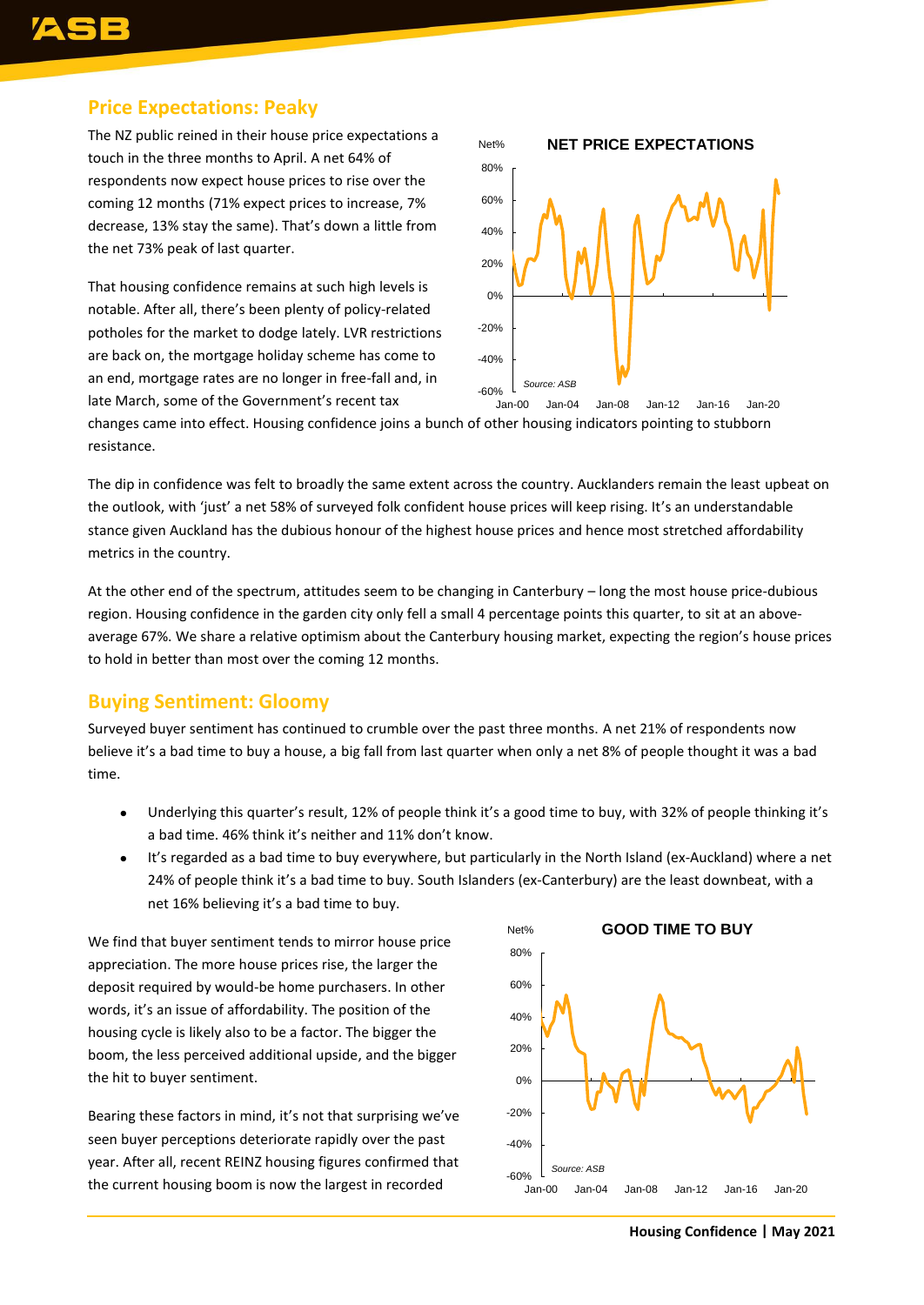## Price Expectations: Peaky

The NZ public reined in their house price expectations a touch in the three months to April. A net 64% of respondents now expect house prices to rise over the coming 12 months (71% expect prices to increase, 7% decrease, 13% stay the same). That's down a little from the net 73% peak of last quarter.

That housing confidence remains at such high levels is notable. After all, there's been plenty of policy-related potholes for the market to dodge lately. LVR restrictions are back on, the mortgage holiday scheme has come to an end, mortgage rates are no longer in free-fall and, in late March, some of the Government's recent tax changes came into effect. Housing confidence joins a bunch of other housing indicators pointing to stubborn resistance.

The dip in confidence was felt to broadly the same extent across the country. Aucklanders remain the least upbeat on the outlook, with 'just' a net 58% of surveyed folk confident house prices will keep rising. It's an understandable stance given Auckland has the dubious honour of the highest house prices and hence most stretched affordability metrics in the country.

At the other end of the spectrum, attitudes seem to be changing in Canterbury – long the most house price-dubious region. Housing confidence in the garden city only fell a small 4 percentage points this quarter, to sit at an above-average 67%. We share a relative optimism about the Canterbury housing market, expecting the region's house prices to hold in better than most over the coming 12 months.

## Buying Sentiment: Gloomy

Surveyed buyer sentiment has continued to crumble over the past three months. A net 21% of respondents now believe it's a bad time to buy a house, a big fall from last quarter when only a net 8% of people thought it was a bad time.

- Underlying this quarter's result, 12% of people think it's a good time to buy, with 32% of people thinking it's a bad time. 46% think it's neither and 11% don't know.
- It's regarded as a bad time to buy everywhere, but particularly in the North Island (ex-Auckland) where a net 24% of people think it's a bad time to buy. South Islanders (ex-Canterbury) are the least downbeat, with a net 16% believing it's a bad time to buy.

We find that buyer sentiment tends to mirror house price appreciation. The more house prices rise, the larger the deposit required by would-be home purchasers. In other words, it's an issue of affordability. The position of the housing cycle is likely also to be a factor. The bigger the boom, the less perceived additional upside, and the bigger the hit to buyer sentiment.

Bearing these factors in mind, it's not that surprising we've seen buyer perceptions deteriorate rapidly over the past year. After all, recent REINZ housing figures confirmed that the current housing boom is now the largest in recorded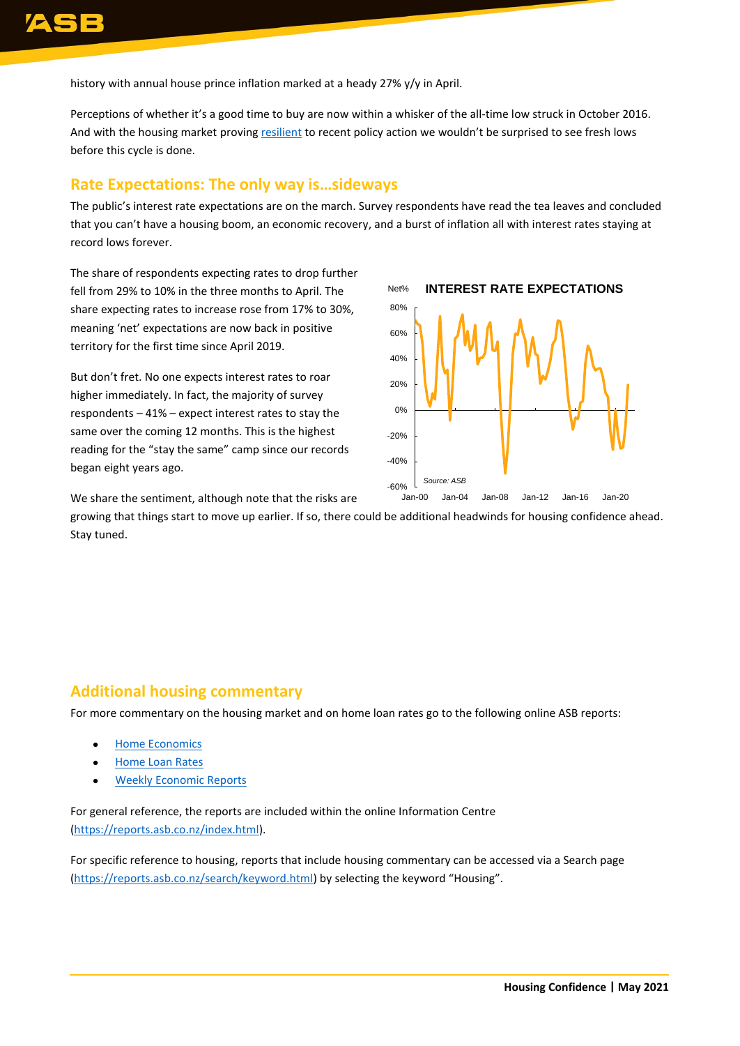history with annual house prince inflation marked at a heady 27% y/y in April.

Perceptions of whether it's a good time to buy are now within a whisker of the all-time low struck in October 2016. And with the housing market proving [resilient](resilient) to recent policy action we wouldn't be surprised to see fresh lows before this cycle is done.

## Rate Expectations: The only way is…sideways

The public's interest rate expectations are on the march. Survey respondents have read the tea leaves and concluded that you can't have a housing boom, an economic recovery, and a burst of inflation all with interest rates staying at record lows forever.

The share of respondents expecting rates to drop further fell from 29% to 10% in the three months to April. The share expecting rates to increase rose from 17% to 30%, meaning 'net' expectations are now back in positive territory for the first time since April 2019.

But don't fret. No one expects interest rates to roar higher immediately. In fact, the majority of survey respondents – 41% – expect interest rates to stay the same over the coming 12 months. This is the highest reading for the "stay the same" camp since our records began eight years ago.

We share the sentiment, although note that the risks are growing that things start to move up earlier. If so, there could be additional headwinds for housing confidence ahead. Stay tuned.

## Additional housing commentary

For more commentary on the housing market and on home loan rates go to the following online ASB reports:

- Home Economics
- Home Loan Rates
- Weekly Economic Reports

For general reference, the reports are included within the online Information Centre (https://reports.asb.co.nz/index.html).

For specific reference to housing, reports that include housing commentary can be accessed via a Search page (https://reports.asb.co.nz/search/keyword.html) by selecting the keyword "Housing".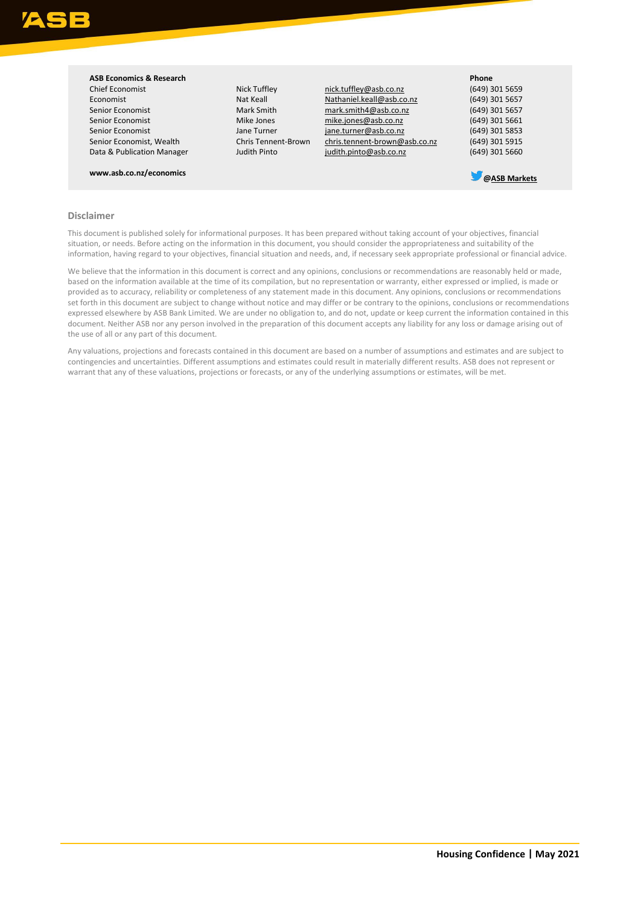| ASB Economics & Research | | | Phone |
| --- | --- | --- | --- |
| Chief Economist | Nick Tuffley | nick.tuffley@asb.co.nz | (649) 301 5659 |
| Economist | Nat Keall | Nathaniel.keall@asb.co.nz | (649) 301 5657 |
| Senior Economist | Mark Smith | mark.smith4@asb.co.nz | (649) 301 5657 |
| Senior Economist | Mike Jones | mike.jones@asb.co.nz | (649) 301 5661 |
| Senior Economist | Jane Turner | jane.turner@asb.co.nz | (649) 301 5853 |
| Senior Economist, Wealth | Chris Tennent-Brown | chris.tennent-brown@asb.co.nz | (649) 301 5915 |
| Data & Publication Manager | Judith Pinto | judith.pinto@asb.co.nz | (649) 301 5660 |

**www.asb.co.nz/economics**

**@ASB Markets**

## Disclaimer

This document is published solely for informational purposes. It has been prepared without taking account of your objectives, financial situation, or needs. Before acting on the information in this document, you should consider the appropriateness and suitability of the information, having regard to your objectives, financial situation and needs, and, if necessary seek appropriate professional or financial advice.

We believe that the information in this document is correct and any opinions, conclusions or recommendations are reasonably held or made, based on the information available at the time of its compilation, but no representation or warranty, either expressed or implied, is made or provided as to accuracy, reliability or completeness of any statement made in this document. Any opinions, conclusions or recommendations set forth in this document are subject to change without notice and may differ or be contrary to the opinions, conclusions or recommendations expressed elsewhere by ASB Bank Limited. We are under no obligation to, and do not, update or keep current the information contained in this document. Neither ASB nor any person involved in the preparation of this document accepts any liability for any loss or damage arising out of the use of all or any part of this document.

Any valuations, projections and forecasts contained in this document are based on a number of assumptions and estimates and are subject to contingencies and uncertainties. Different assumptions and estimates could result in materially different results. ASB does not represent or warrant that any of these valuations, projections or forecasts, or any of the underlying assumptions or estimates, will be met.